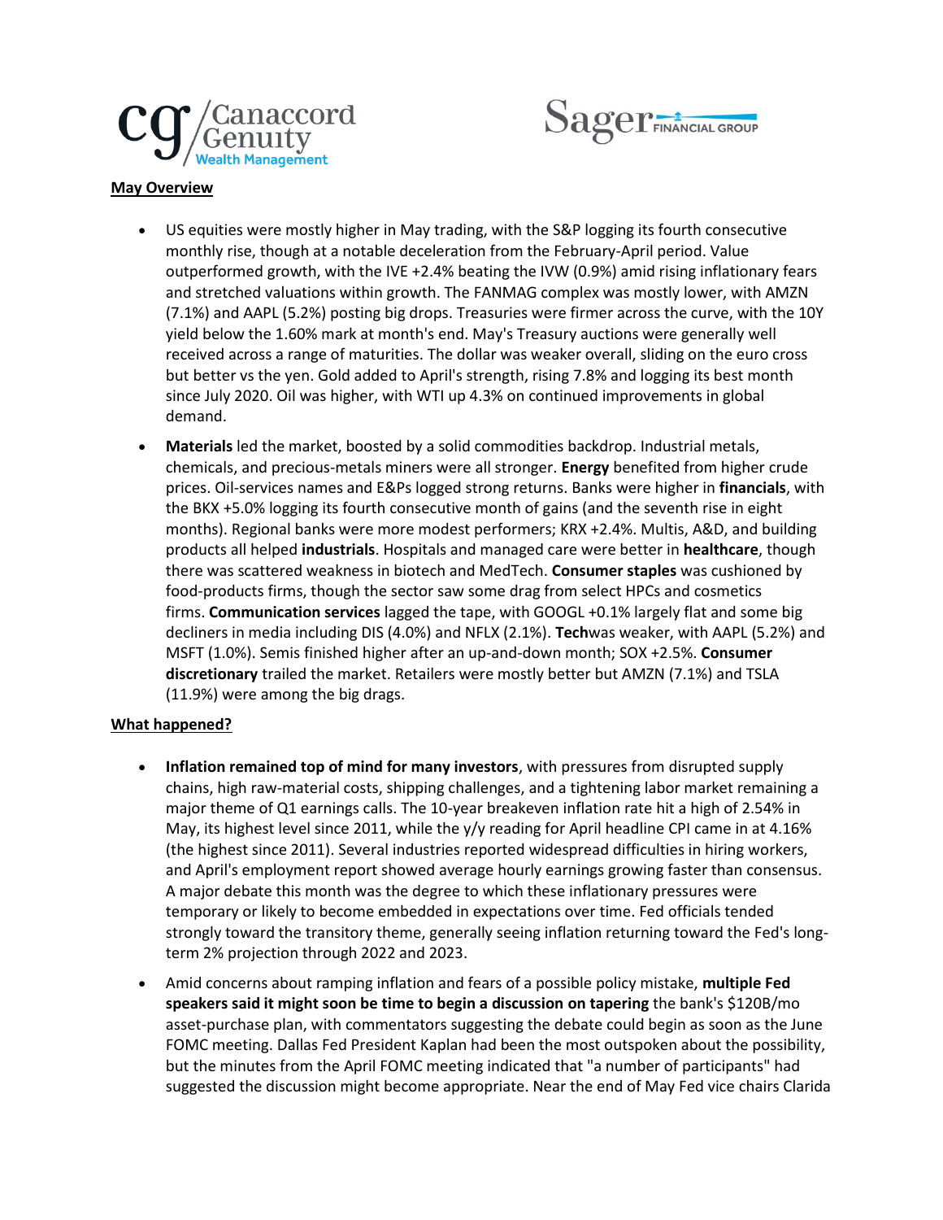## May Overview

- US equities were mostly higher in May trading, with the S&P logging its fourth consecutive monthly rise, though at a notable deceleration from the February-April period. Value outperformed growth, with the IVE +2.4% beating the IVW (0.9%) amid rising inflationary fears and stretched valuations within growth. The FANMAG complex was mostly lower, with AMZN (7.1%) and AAPL (5.2%) posting big drops. Treasuries were firmer across the curve, with the 10Y yield below the 1.60% mark at month's end. May's Treasury auctions were generally well received across a range of maturities. The dollar was weaker overall, sliding on the euro cross but better vs the yen. Gold added to April's strength, rising 7.8% and logging its best month since July 2020. Oil was higher, with WTI up 4.3% on continued improvements in global demand.
- **Materials** led the market, boosted by a solid commodities backdrop. Industrial metals, chemicals, and precious-metals miners were all stronger. **Energy** benefited from higher crude prices. Oil-services names and E&Ps logged strong returns. Banks were higher in **financials**, with the BKX +5.0% logging its fourth consecutive month of gains (and the seventh rise in eight months). Regional banks were more modest performers; KRX +2.4%. Multis, A&D, and building products all helped **industrials**. Hospitals and managed care were better in **healthcare**, though there was scattered weakness in biotech and MedTech. **Consumer staples** was cushioned by food-products firms, though the sector saw some drag from select HPCs and cosmetics firms. **Communication services** lagged the tape, with GOOGL +0.1% largely flat and some big decliners in media including DIS (4.0%) and NFLX (2.1%). **Tech**was weaker, with AAPL (5.2%) and MSFT (1.0%). Semis finished higher after an up-and-down month; SOX +2.5%. **Consumer discretionary** trailed the market. Retailers were mostly better but AMZN (7.1%) and TSLA (11.9%) were among the big drags.

## What happened?

- **Inflation remained top of mind for many investors**, with pressures from disrupted supply chains, high raw-material costs, shipping challenges, and a tightening labor market remaining a major theme of Q1 earnings calls. The 10-year breakeven inflation rate hit a high of 2.54% in May, its highest level since 2011, while the y/y reading for April headline CPI came in at 4.16% (the highest since 2011). Several industries reported widespread difficulties in hiring workers, and April's employment report showed average hourly earnings growing faster than consensus. A major debate this month was the degree to which these inflationary pressures were temporary or likely to become embedded in expectations over time. Fed officials tended strongly toward the transitory theme, generally seeing inflation returning toward the Fed's long-term 2% projection through 2022 and 2023.
- Amid concerns about ramping inflation and fears of a possible policy mistake, **multiple Fed speakers said it might soon be time to begin a discussion on tapering** the bank's $120B/mo asset-purchase plan, with commentators suggesting the debate could begin as soon as the June FOMC meeting. Dallas Fed President Kaplan had been the most outspoken about the possibility, but the minutes from the April FOMC meeting indicated that "a number of participants" had suggested the discussion might become appropriate. Near the end of May Fed vice chairs Clarida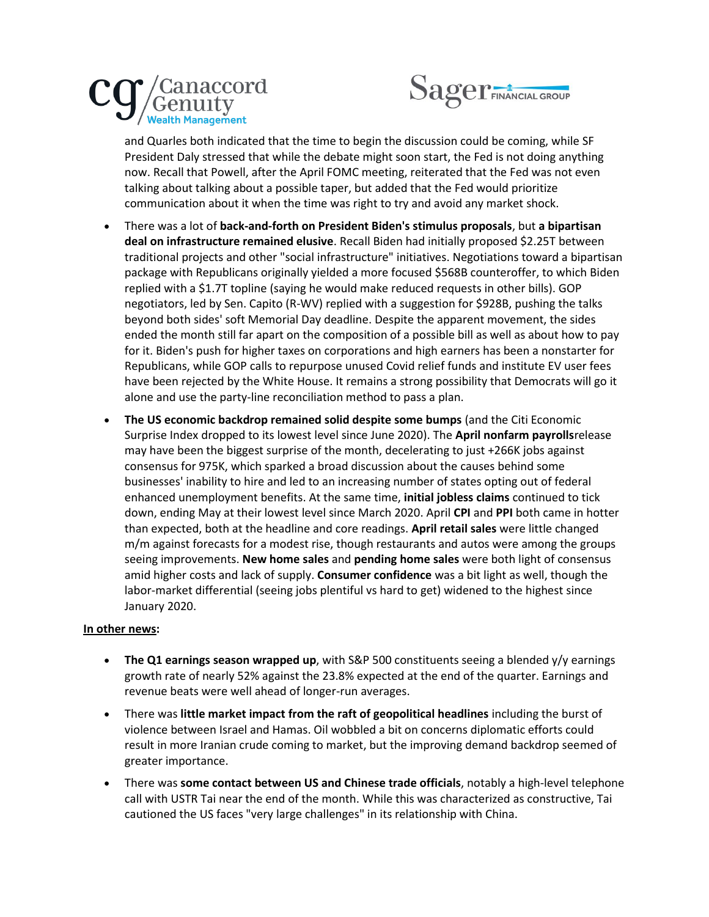and Quarles both indicated that the time to begin the discussion could be coming, while SF President Daly stressed that while the debate might soon start, the Fed is not doing anything now. Recall that Powell, after the April FOMC meeting, reiterated that the Fed was not even talking about talking about a possible taper, but added that the Fed would prioritize communication about it when the time was right to try and avoid any market shock.

- There was a lot of **back-and-forth on President Biden's stimulus proposals**, but **a bipartisan deal on infrastructure remained elusive**. Recall Biden had initially proposed $2.25T between traditional projects and other "social infrastructure" initiatives. Negotiations toward a bipartisan package with Republicans originally yielded a more focused $568B counteroffer, to which Biden replied with a $1.7T topline (saying he would make reduced requests in other bills). GOP negotiators, led by Sen. Capito (R-WV) replied with a suggestion for $928B, pushing the talks beyond both sides' soft Memorial Day deadline. Despite the apparent movement, the sides ended the month still far apart on the composition of a possible bill as well as about how to pay for it. Biden's push for higher taxes on corporations and high earners has been a nonstarter for Republicans, while GOP calls to repurpose unused Covid relief funds and institute EV user fees have been rejected by the White House. It remains a strong possibility that Democrats will go it alone and use the party-line reconciliation method to pass a plan.
- **The US economic backdrop remained solid despite some bumps** (and the Citi Economic Surprise Index dropped to its lowest level since June 2020). The **April nonfarm payrolls**release may have been the biggest surprise of the month, decelerating to just +266K jobs against consensus for 975K, which sparked a broad discussion about the causes behind some businesses' inability to hire and led to an increasing number of states opting out of federal enhanced unemployment benefits. At the same time, **initial jobless claims** continued to tick down, ending May at their lowest level since March 2020. April **CPI** and **PPI** both came in hotter than expected, both at the headline and core readings. **April retail sales** were little changed m/m against forecasts for a modest rise, though restaurants and autos were among the groups seeing improvements. **New home sales** and **pending home sales** were both light of consensus amid higher costs and lack of supply. **Consumer confidence** was a bit light as well, though the labor-market differential (seeing jobs plentiful vs hard to get) widened to the highest since January 2020.

**<u>In other news</u>:**

- **The Q1 earnings season wrapped up**, with S&P 500 constituents seeing a blended y/y earnings growth rate of nearly 52% against the 23.8% expected at the end of the quarter. Earnings and revenue beats were well ahead of longer-run averages.
- There was **little market impact from the raft of geopolitical headlines** including the burst of violence between Israel and Hamas. Oil wobbled a bit on concerns diplomatic efforts could result in more Iranian crude coming to market, but the improving demand backdrop seemed of greater importance.
- There was **some contact between US and Chinese trade officials**, notably a high-level telephone call with USTR Tai near the end of the month. While this was characterized as constructive, Tai cautioned the US faces "very large challenges" in its relationship with China.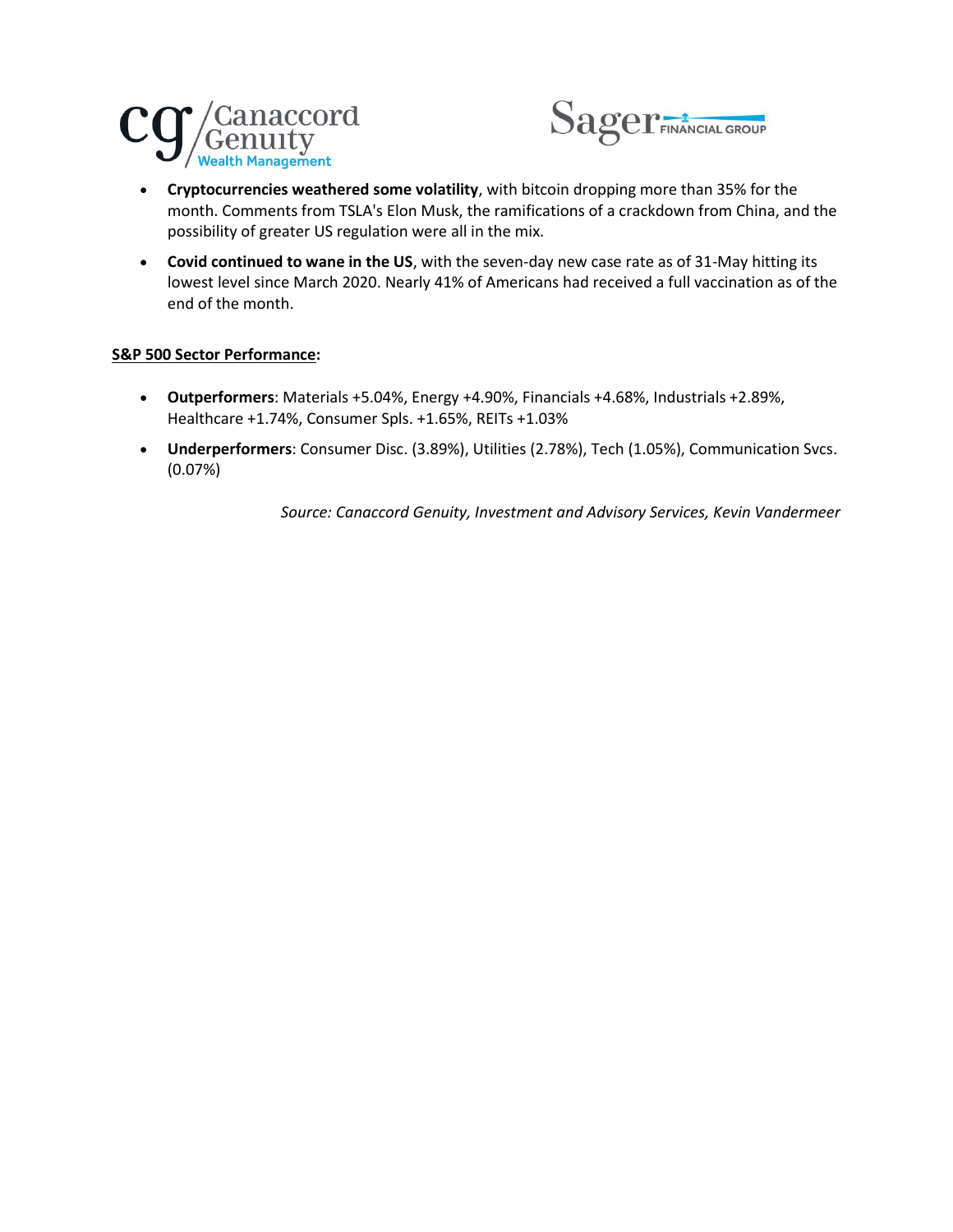- **Cryptocurrencies weathered some volatility**, with bitcoin dropping more than 35% for the month. Comments from TSLA's Elon Musk, the ramifications of a crackdown from China, and the possibility of greater US regulation were all in the mix.
- **Covid continued to wane in the US**, with the seven-day new case rate as of 31-May hitting its lowest level since March 2020. Nearly 41% of Americans had received a full vaccination as of the end of the month.

**S&P 500 Sector Performance:**

- **Outperformers**: Materials +5.04%, Energy +4.90%, Financials +4.68%, Industrials +2.89%, Healthcare +1.74%, Consumer Spls. +1.65%, REITs +1.03%
- **Underperformers**: Consumer Disc. (3.89%), Utilities (2.78%), Tech (1.05%), Communication Svcs. (0.07%)

*Source: Canaccord Genuity, Investment and Advisory Services, Kevin Vandermeer*